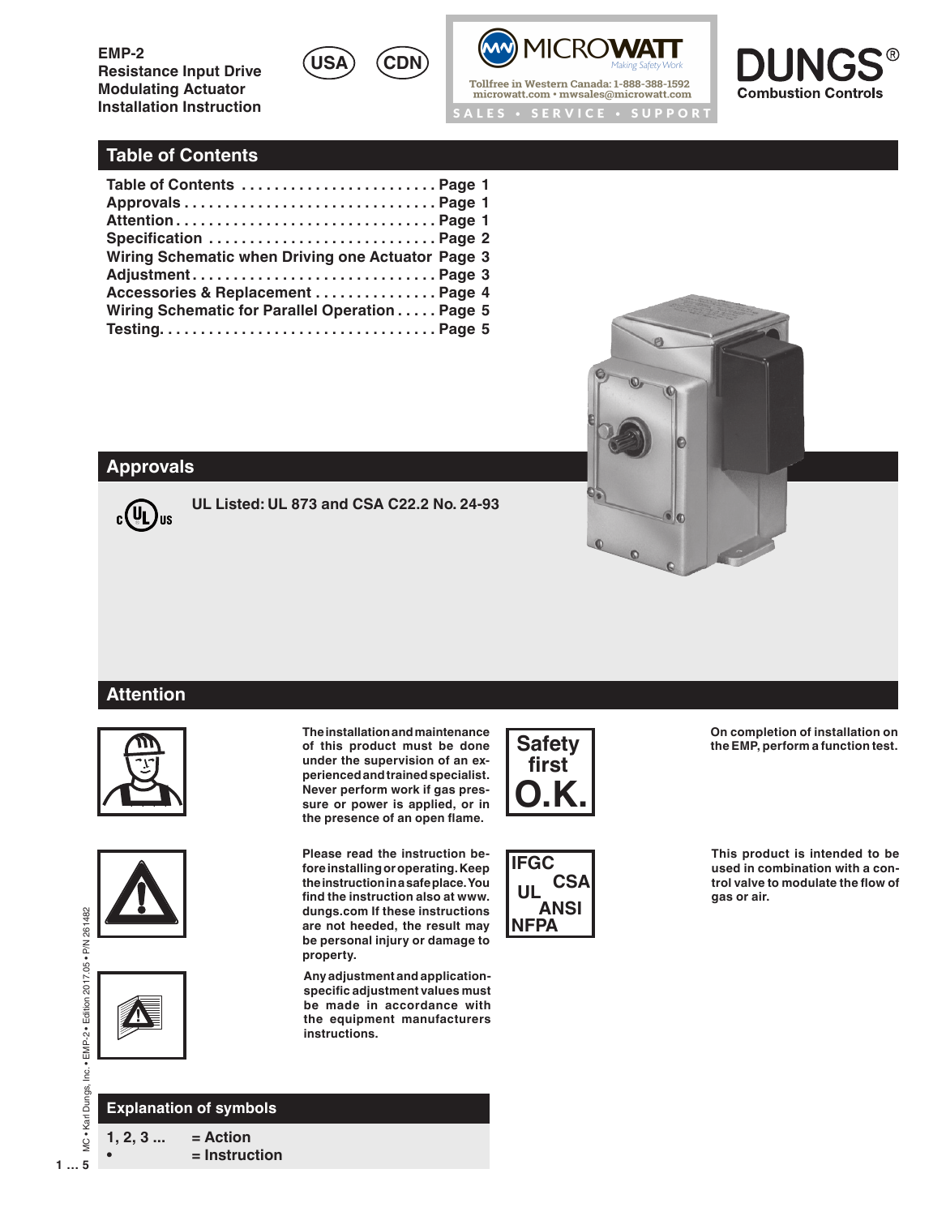**EMP-2**
**Resistance Input Drive**
**Modulating Actuator**
**Installation Instruction**

USA CDN

MICROWATT *Making Safety Work*
Tollfree in Western Canada: 1-888-388-1592
microwatt.com • mwsales@microwatt.com
SALES • SERVICE • SUPPORT

**DUNGS®**
**Combustion Controls**

## Table of Contents

| | |
|---|---|
| Table of Contents | Page 1 |
| Approvals | Page 1 |
| Attention | Page 1 |
| Specification | Page 2 |
| Wiring Schematic when Driving one Actuator | Page 3 |
| Adjustment | Page 3 |
| Accessories & Replacement | Page 4 |
| Wiring Schematic for Parallel Operation | Page 5 |
| Testing | Page 5 |

## Approvals

**UL Listed: UL 873 and CSA C22.2 No. 24-93**

## Attention

**The installation and maintenance of this product must be done under the supervision of an experienced and trained specialist. Never perform work if gas pressure or power is applied, or in the presence of an open flame.**

**Safety first O.K.**

**On completion of installation on the EMP, perform a function test.**

**Please read the instruction before installing or operating. Keep the instruction in a safe place. You find the instruction also at www.dungs.com If these instructions are not heeded, the result may be personal injury or damage to property.**

**IFGC UL CSA ANSI NFPA**

**This product is intended to be used in combination with a control valve to modulate the flow of gas or air.**

**Any adjustment and application-specific adjustment values must be made in accordance with the equipment manufacturers instructions.**

## Explanation of symbols

| | |
|---|---|
| 1, 2, 3 ... | = Action |
| • | = Instruction |

MC • Karl Dungs, Inc. • EMP-2 • Edition 2017.05 • P/N 261482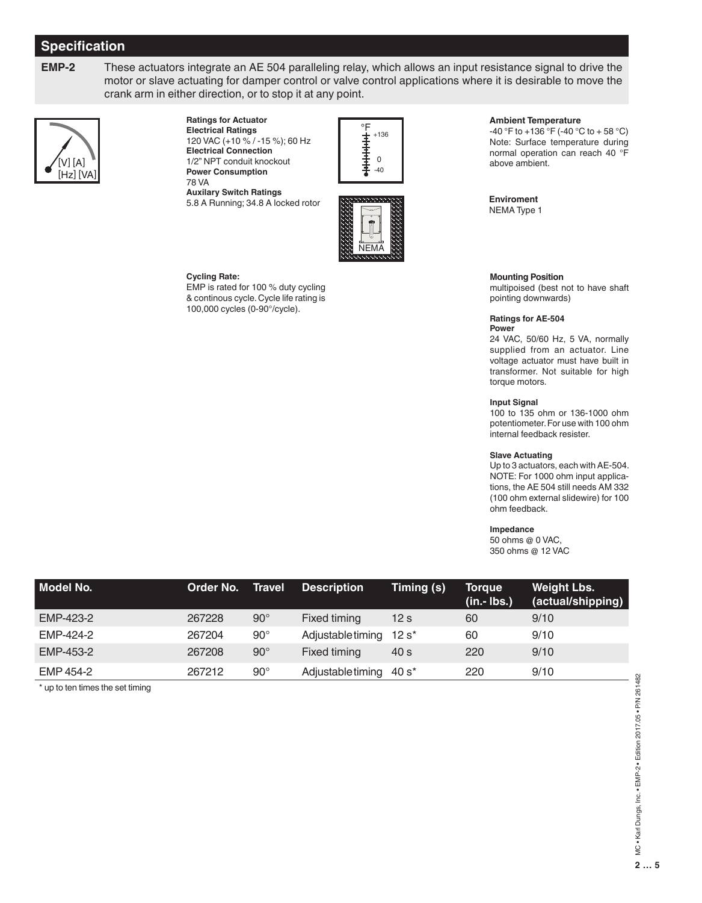## Specification

**EMP-2** These actuators integrate an AE 504 paralleling relay, which allows an input resistance signal to drive the motor or slave actuating for damper control or valve control applications where it is desirable to move the crank arm in either direction, or to stop it at any point.

**Ratings for Actuator**
**Electrical Ratings**
120 VAC (+10 % / -15 %); 60 Hz
**Electrical Connection**
1/2" NPT conduit knockout
**Power Consumption**
78 VA
**Auxilary Switch Ratings**
5.8 A Running; 34.8 A locked rotor

**Cycling Rate:**
EMP is rated for 100 % duty cycling & continous cycle. Cycle life rating is 100,000 cycles (0-90°/cycle).

**Ambient Temperature**
-40 °F to +136 °F (-40 °C to + 58 °C)
Note: Surface temperature during normal operation can reach 40 °F above ambient.

**Enviroment**
NEMA Type 1

**Mounting Position**
multipoised (best not to have shaft pointing downwards)

**Ratings for AE-504**
**Power**
24 VAC, 50/60 Hz, 5 VA, normally supplied from an actuator. Line voltage actuator must have built in transformer. Not suitable for high torque motors.

**Input Signal**
100 to 135 ohm or 136-1000 ohm potentiometer. For use with 100 ohm internal feedback resister.

**Slave Actuating**
Up to 3 actuators, each with AE-504. NOTE: For 1000 ohm input applications, the AE 504 still needs AM 332 (100 ohm external slidewire) for 100 ohm feedback.

**Impedance**
50 ohms @ 0 VAC,
350 ohms @ 12 VAC

| Model No. | Order No. | Travel | Description | Timing (s) | Torque (in.- lbs.) | Weight Lbs. (actual/shipping) |
|---|---|---|---|---|---|---|
| EMP-423-2 | 267228 | 90° | Fixed timing | 12 s | 60 | 9/10 |
| EMP-424-2 | 267204 | 90° | Adjustable timing | 12 s* | 60 | 9/10 |
| EMP-453-2 | 267208 | 90° | Fixed timing | 40 s | 220 | 9/10 |
| EMP 454-2 | 267212 | 90° | Adjustable timing | 40 s* | 220 | 9/10 |

* up to ten times the set timing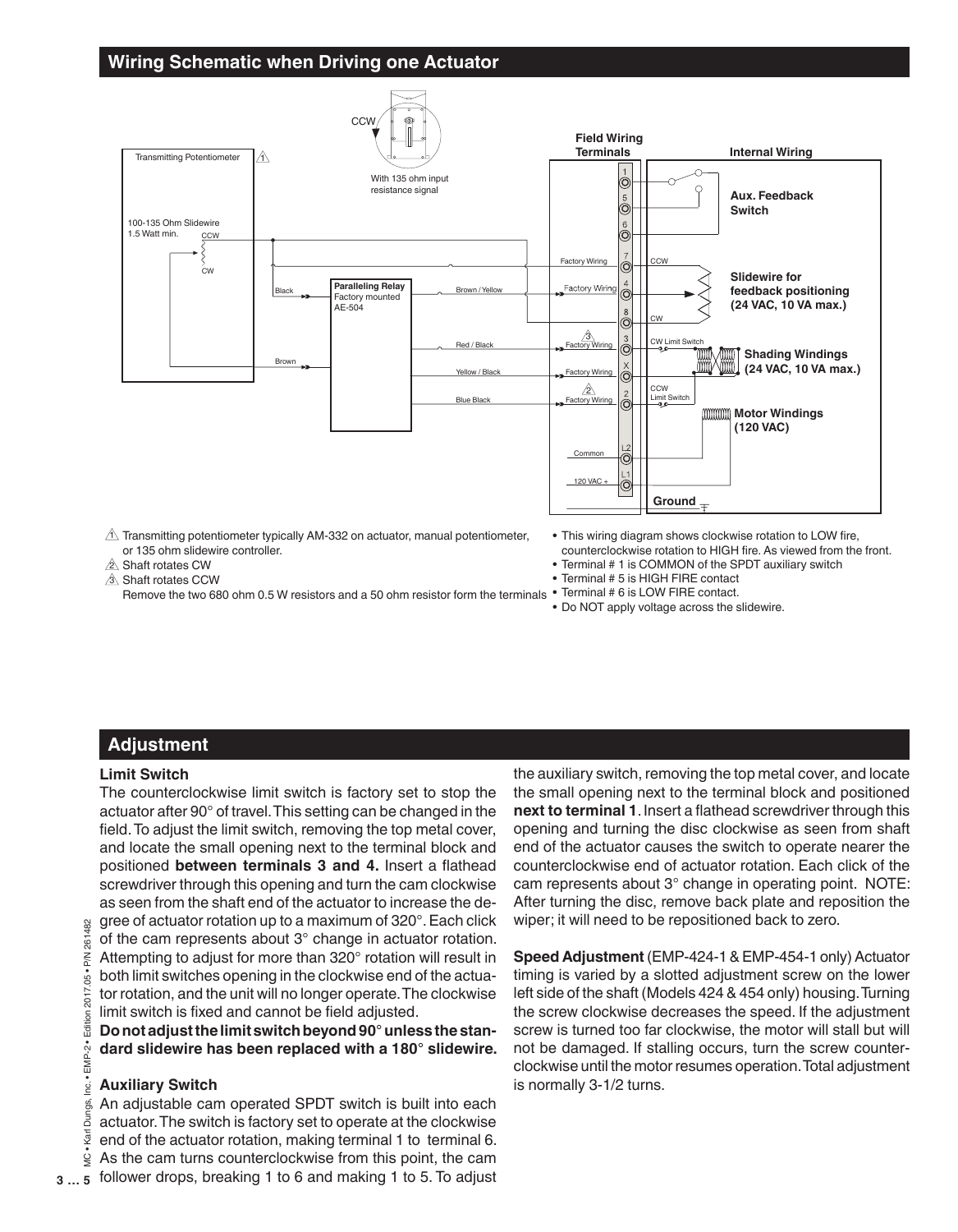## Wiring Schematic when Driving one Actuator

1. Transmitting potentiometer typically AM-332 on actuator, manual potentiometer, or 135 ohm slidewire controller.
2. Shaft rotates CW
3. Shaft rotates CCW

Remove the two 680 ohm 0.5 W resistors and a 50 ohm resistor form the terminals

- This wiring diagram shows clockwise rotation to LOW fire, counterclockwise rotation to HIGH fire. As viewed from the front.
- Terminal # 1 is COMMON of the SPDT auxiliary switch
- Terminal # 5 is HIGH FIRE contact
- Terminal # 6 is LOW FIRE contact.
- Do NOT apply voltage across the slidewire.

## Adjustment

### Limit Switch

The counterclockwise limit switch is factory set to stop the actuator after 90° of travel. This setting can be changed in the field. To adjust the limit switch, removing the top metal cover, and locate the small opening next to the terminal block and positioned **between terminals 3 and 4.** Insert a flathead screwdriver through this opening and turn the cam clockwise as seen from the shaft end of the actuator to increase the degree of actuator rotation up to a maximum of 320°. Each click of the cam represents about 3° change in actuator rotation. Attempting to adjust for more than 320° rotation will result in both limit switches opening in the clockwise end of the actuator rotation, and the unit will no longer operate. The clockwise limit switch is fixed and cannot be field adjusted.

**Do not adjust the limit switch beyond 90° unless the standard slidewire has been replaced with a 180° slidewire.**

### Auxiliary Switch

An adjustable cam operated SPDT switch is built into each actuator. The switch is factory set to operate at the clockwise end of the actuator rotation, making terminal 1 to terminal 6. As the cam turns counterclockwise from this point, the cam follower drops, breaking 1 to 6 and making 1 to 5. To adjust the auxiliary switch, removing the top metal cover, and locate the small opening next to the terminal block and positioned **next to terminal 1**. Insert a flathead screwdriver through this opening and turning the disc clockwise as seen from shaft end of the actuator causes the switch to operate nearer the counterclockwise end of actuator rotation. Each click of the cam represents about 3° change in operating point. NOTE: After turning the disc, remove back plate and reposition the wiper; it will need to be repositioned back to zero.

**Speed Adjustment** (EMP-424-1 & EMP-454-1 only) Actuator timing is varied by a slotted adjustment screw on the lower left side of the shaft (Models 424 & 454 only) housing. Turning the screw clockwise decreases the speed. If the adjustment screw is turned too far clockwise, the motor will stall but will not be damaged. If stalling occurs, turn the screw counterclockwise until the motor resumes operation. Total adjustment is normally 3-1/2 turns.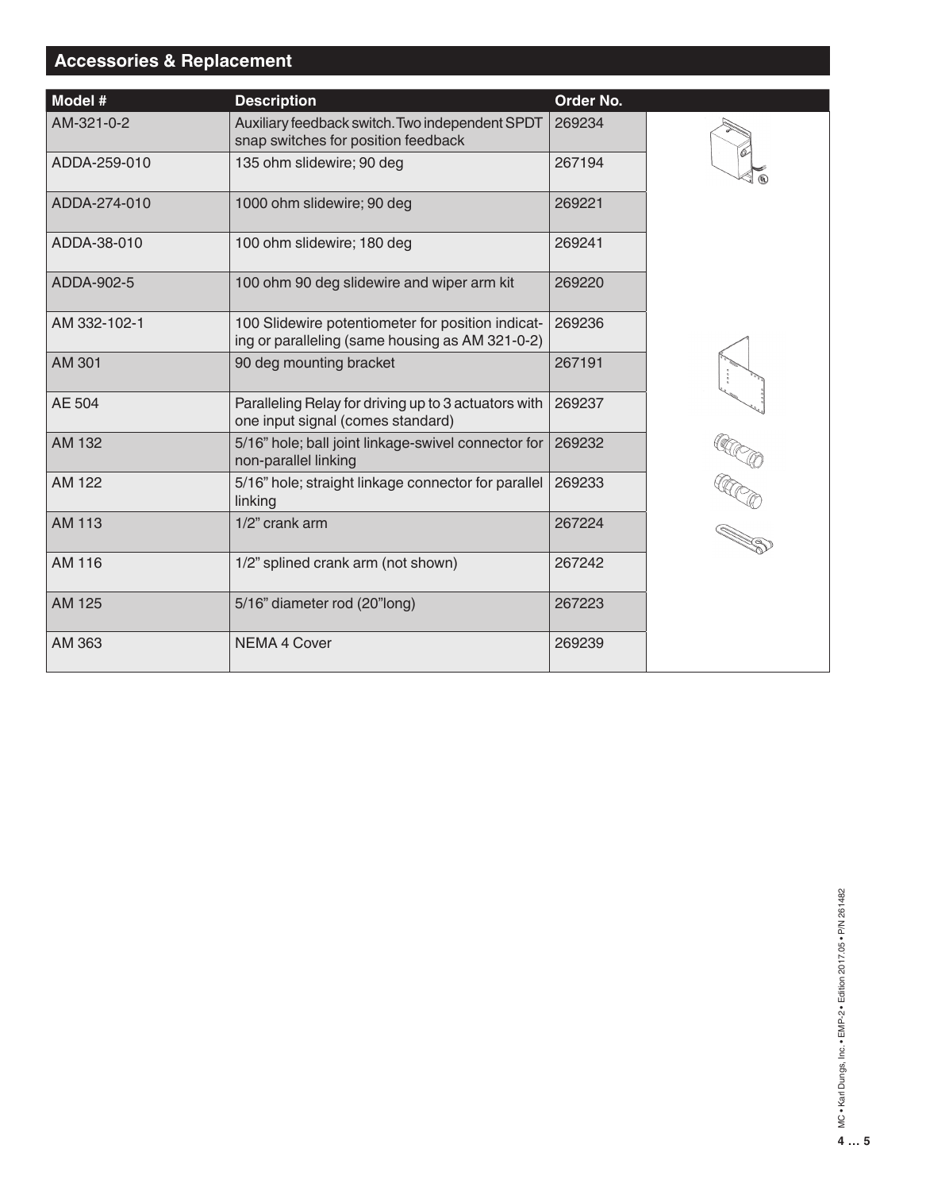## Accessories & Replacement

| Model # | Description | Order No. |
|---|---|---|
| AM-321-0-2 | Auxiliary feedback switch. Two independent SPDT snap switches for position feedback | 269234 |
| ADDA-259-010 | 135 ohm slidewire; 90 deg | 267194 |
| ADDA-274-010 | 1000 ohm slidewire; 90 deg | 269221 |
| ADDA-38-010 | 100 ohm slidewire; 180 deg | 269241 |
| ADDA-902-5 | 100 ohm 90 deg slidewire and wiper arm kit | 269220 |
| AM 332-102-1 | 100 Slidewire potentiometer for position indicating or paralleling (same housing as AM 321-0-2) | 269236 |
| AM 301 | 90 deg mounting bracket | 267191 |
| AE 504 | Paralleling Relay for driving up to 3 actuators with one input signal (comes standard) | 269237 |
| AM 132 | 5/16" hole; ball joint linkage-swivel connector for non-parallel linking | 269232 |
| AM 122 | 5/16" hole; straight linkage connector for parallel linking | 269233 |
| AM 113 | 1/2" crank arm | 267224 |
| AM 116 | 1/2" splined crank arm (not shown) | 267242 |
| AM 125 | 5/16" diameter rod (20"long) | 267223 |
| AM 363 | NEMA 4 Cover | 269239 |

MC • Karl Dungs, Inc. • EMP-2 • Edition 2017.05 • P/N 261482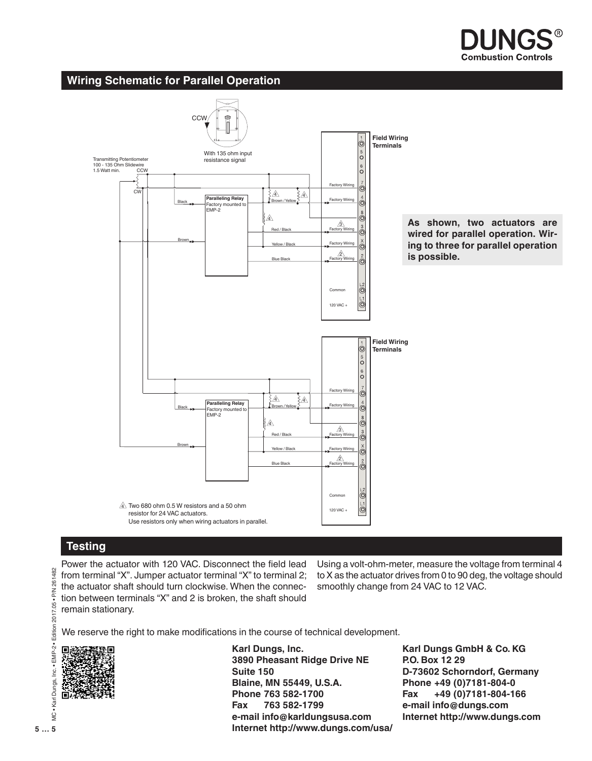## Wiring Schematic for Parallel Operation

CCW

With 135 ohm input resistance signal

Transmitting Potentiometer
100 - 135 Ohm Slidewire
1.5 Watt min.

CCW

CW

Black

Paralleling Relay
Factory mounted to EMP-2

Brown

Brown / Yellow

Red / Black

Yellow / Black

Blue Black

Factory Wiring

Common

120 VAC +

Field Wiring Terminals

1 5 6 7 4 8 3 X 2 L2 L1

**As shown, two actuators are wired for parallel operation. Wiring to three for parallel operation is possible.**

Field Wiring Terminals

4 Two 680 ohm 0.5 W resistors and a 50 ohm resistor for 24 VAC actuators.
Use resistors only when wiring actuators in parallel.

## Testing

Power the actuator with 120 VAC. Disconnect the field lead from terminal "X". Jumper actuator terminal "X" to terminal 2; the actuator shaft should turn clockwise. When the connection between terminals "X" and 2 is broken, the shaft should remain stationary.

Using a volt-ohm-meter, measure the voltage from terminal 4 to X as the actuator drives from 0 to 90 deg, the voltage should smoothly change from 24 VAC to 12 VAC.

We reserve the right to make modifications in the course of technical development.

MC • Karl Dungs, Inc. • EMP-2 • Edition 2017.05 • P/N 261482

**Karl Dungs, Inc.**
**3890 Pheasant Ridge Drive NE**
**Suite 150**
**Blaine, MN 55449, U.S.A.**
**Phone 763 582-1700**
**Fax 763 582-1799**
**e-mail info@karldungsusa.com**
**Internet http://www.dungs.com/usa/**

**Karl Dungs GmbH & Co. KG**
**P.O. Box 12 29**
**D-73602 Schorndorf, Germany**
**Phone +49 (0)7181-804-0**
**Fax +49 (0)7181-804-166**
**e-mail info@dungs.com**
**Internet http://www.dungs.com**